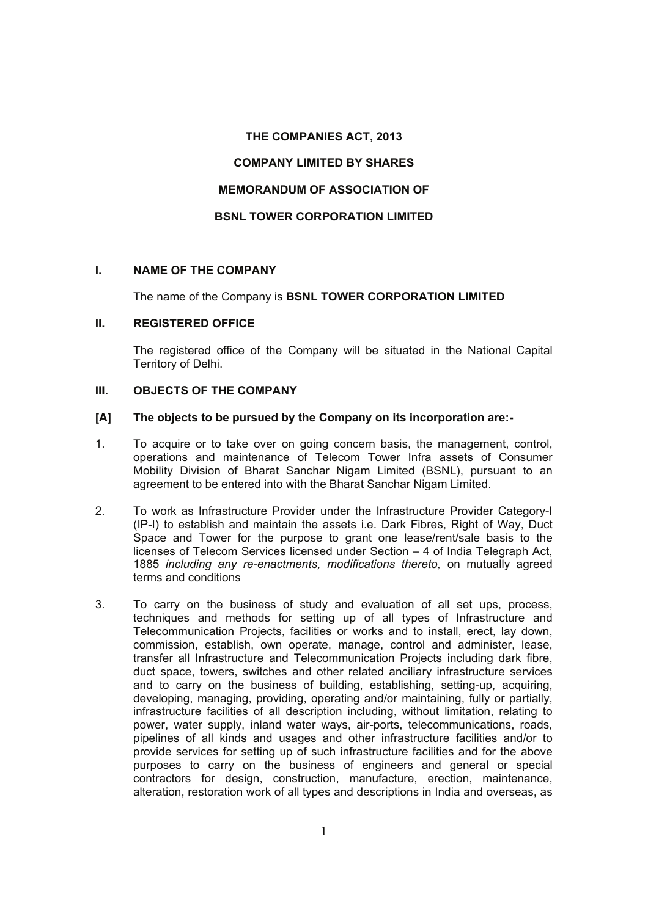**THE COMPANIES ACT, 2013**

**COMPANY LIMITED BY SHARES**

**MEMORANDUM OF ASSOCIATION OF**

**BSNL TOWER CORPORATION LIMITED**

## I. NAME OF THE COMPANY

The name of the Company is **BSNL TOWER CORPORATION LIMITED**

## II. REGISTERED OFFICE

The registered office of the Company will be situated in the National Capital Territory of Delhi.

## III. OBJECTS OF THE COMPANY

### [A] The objects to be pursued by the Company on its incorporation are:-

1. To acquire or to take over on going concern basis, the management, control, operations and maintenance of Telecom Tower Infra assets of Consumer Mobility Division of Bharat Sanchar Nigam Limited (BSNL), pursuant to an agreement to be entered into with the Bharat Sanchar Nigam Limited.

2. To work as Infrastructure Provider under the Infrastructure Provider Category-I (IP-I) to establish and maintain the assets i.e. Dark Fibres, Right of Way, Duct Space and Tower for the purpose to grant one lease/rent/sale basis to the licenses of Telecom Services licensed under Section – 4 of India Telegraph Act, 1885 *including any re-enactments, modifications thereto,* on mutually agreed terms and conditions

3. To carry on the business of study and evaluation of all set ups, process, techniques and methods for setting up of all types of Infrastructure and Telecommunication Projects, facilities or works and to install, erect, lay down, commission, establish, own operate, manage, control and administer, lease, transfer all Infrastructure and Telecommunication Projects including dark fibre, duct space, towers, switches and other related anciliary infrastructure services and to carry on the business of building, establishing, setting-up, acquiring, developing, managing, providing, operating and/or maintaining, fully or partially, infrastructure facilities of all description including, without limitation, relating to power, water supply, inland water ways, air-ports, telecommunications, roads, pipelines of all kinds and usages and other infrastructure facilities and/or to provide services for setting up of such infrastructure facilities and for the above purposes to carry on the business of engineers and general or special contractors for design, construction, manufacture, erection, maintenance, alteration, restoration work of all types and descriptions in India and overseas, as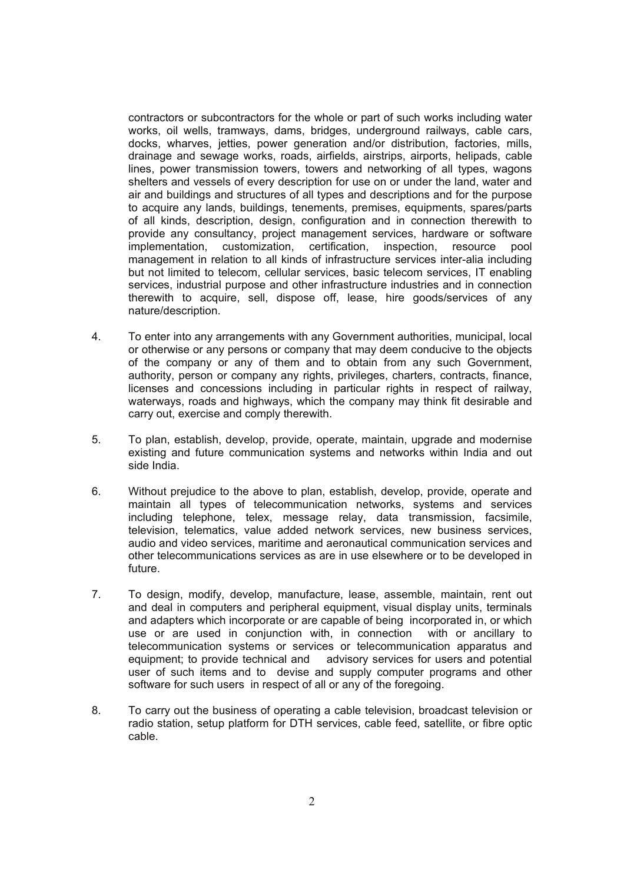contractors or subcontractors for the whole or part of such works including water works, oil wells, tramways, dams, bridges, underground railways, cable cars, docks, wharves, jetties, power generation and/or distribution, factories, mills, drainage and sewage works, roads, airfields, airstrips, airports, helipads, cable lines, power transmission towers, towers and networking of all types, wagons shelters and vessels of every description for use on or under the land, water and air and buildings and structures of all types and descriptions and for the purpose to acquire any lands, buildings, tenements, premises, equipments, spares/parts of all kinds, description, design, configuration and in connection therewith to provide any consultancy, project management services, hardware or software implementation, customization, certification, inspection, resource pool management in relation to all kinds of infrastructure services inter-alia including but not limited to telecom, cellular services, basic telecom services, IT enabling services, industrial purpose and other infrastructure industries and in connection therewith to acquire, sell, dispose off, lease, hire goods/services of any nature/description.

4. To enter into any arrangements with any Government authorities, municipal, local or otherwise or any persons or company that may deem conducive to the objects of the company or any of them and to obtain from any such Government, authority, person or company any rights, privileges, charters, contracts, finance, licenses and concessions including in particular rights in respect of railway, waterways, roads and highways, which the company may think fit desirable and carry out, exercise and comply therewith.

5. To plan, establish, develop, provide, operate, maintain, upgrade and modernise existing and future communication systems and networks within India and out side India.

6. Without prejudice to the above to plan, establish, develop, provide, operate and maintain all types of telecommunication networks, systems and services including telephone, telex, message relay, data transmission, facsimile, television, telematics, value added network services, new business services, audio and video services, maritime and aeronautical communication services and other telecommunications services as are in use elsewhere or to be developed in future.

7. To design, modify, develop, manufacture, lease, assemble, maintain, rent out and deal in computers and peripheral equipment, visual display units, terminals and adapters which incorporate or are capable of being incorporated in, or which use or are used in conjunction with, in connection with or ancillary to telecommunication systems or services or telecommunication apparatus and equipment; to provide technical and advisory services for users and potential user of such items and to devise and supply computer programs and other software for such users in respect of all or any of the foregoing.

8. To carry out the business of operating a cable television, broadcast television or radio station, setup platform for DTH services, cable feed, satellite, or fibre optic cable.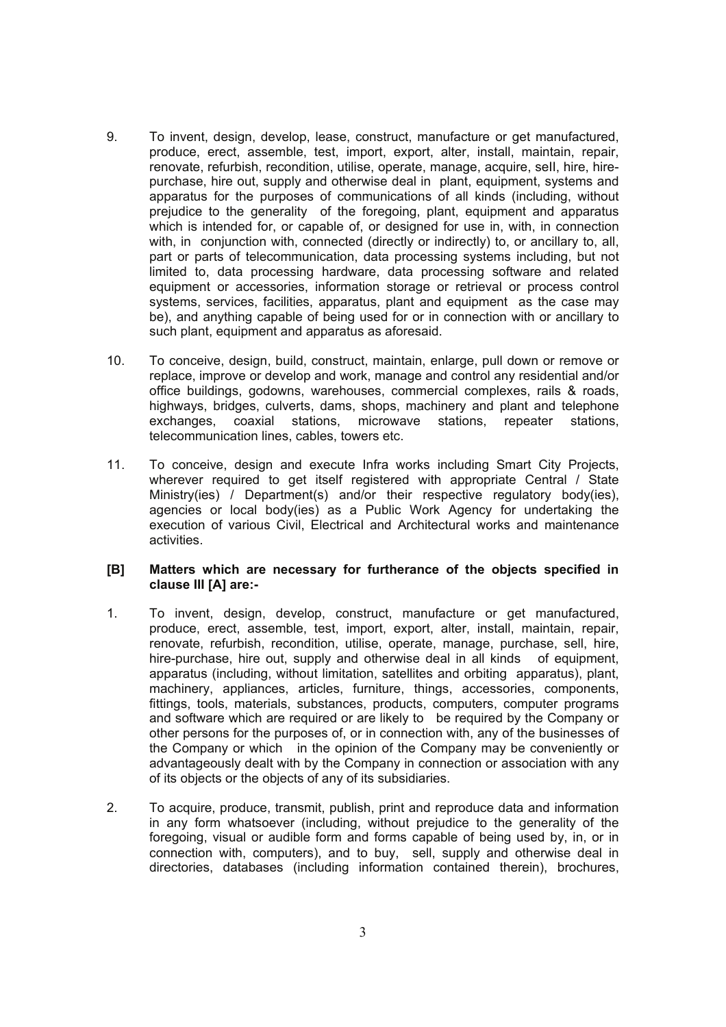9. To invent, design, develop, lease, construct, manufacture or get manufactured, produce, erect, assemble, test, import, export, alter, install, maintain, repair, renovate, refurbish, recondition, utilise, operate, manage, acquire, sell, hire, hire-purchase, hire out, supply and otherwise deal in plant, equipment, systems and apparatus for the purposes of communications of all kinds (including, without prejudice to the generality of the foregoing, plant, equipment and apparatus which is intended for, or capable of, or designed for use in, with, in connection with, in conjunction with, connected (directly or indirectly) to, or ancillary to, all, part or parts of telecommunication, data processing systems including, but not limited to, data processing hardware, data processing software and related equipment or accessories, information storage or retrieval or process control systems, services, facilities, apparatus, plant and equipment as the case may be), and anything capable of being used for or in connection with or ancillary to such plant, equipment and apparatus as aforesaid.

10. To conceive, design, build, construct, maintain, enlarge, pull down or remove or replace, improve or develop and work, manage and control any residential and/or office buildings, godowns, warehouses, commercial complexes, rails & roads, highways, bridges, culverts, dams, shops, machinery and plant and telephone exchanges, coaxial stations, microwave stations, repeater stations, telecommunication lines, cables, towers etc.

11. To conceive, design and execute Infra works including Smart City Projects, wherever required to get itself registered with appropriate Central / State Ministry(ies) / Department(s) and/or their respective regulatory body(ies), agencies or local body(ies) as a Public Work Agency for undertaking the execution of various Civil, Electrical and Architectural works and maintenance activities.

**[B] Matters which are necessary for furtherance of the objects specified in clause III [A] are:-**

1. To invent, design, develop, construct, manufacture or get manufactured, produce, erect, assemble, test, import, export, alter, install, maintain, repair, renovate, refurbish, recondition, utilise, operate, manage, purchase, sell, hire, hire-purchase, hire out, supply and otherwise deal in all kinds of equipment, apparatus (including, without limitation, satellites and orbiting apparatus), plant, machinery, appliances, articles, furniture, things, accessories, components, fittings, tools, materials, substances, products, computers, computer programs and software which are required or are likely to be required by the Company or other persons for the purposes of, or in connection with, any of the businesses of the Company or which in the opinion of the Company may be conveniently or advantageously dealt with by the Company in connection or association with any of its objects or the objects of any of its subsidiaries.

2. To acquire, produce, transmit, publish, print and reproduce data and information in any form whatsoever (including, without prejudice to the generality of the foregoing, visual or audible form and forms capable of being used by, in, or in connection with, computers), and to buy, sell, supply and otherwise deal in directories, databases (including information contained therein), brochures,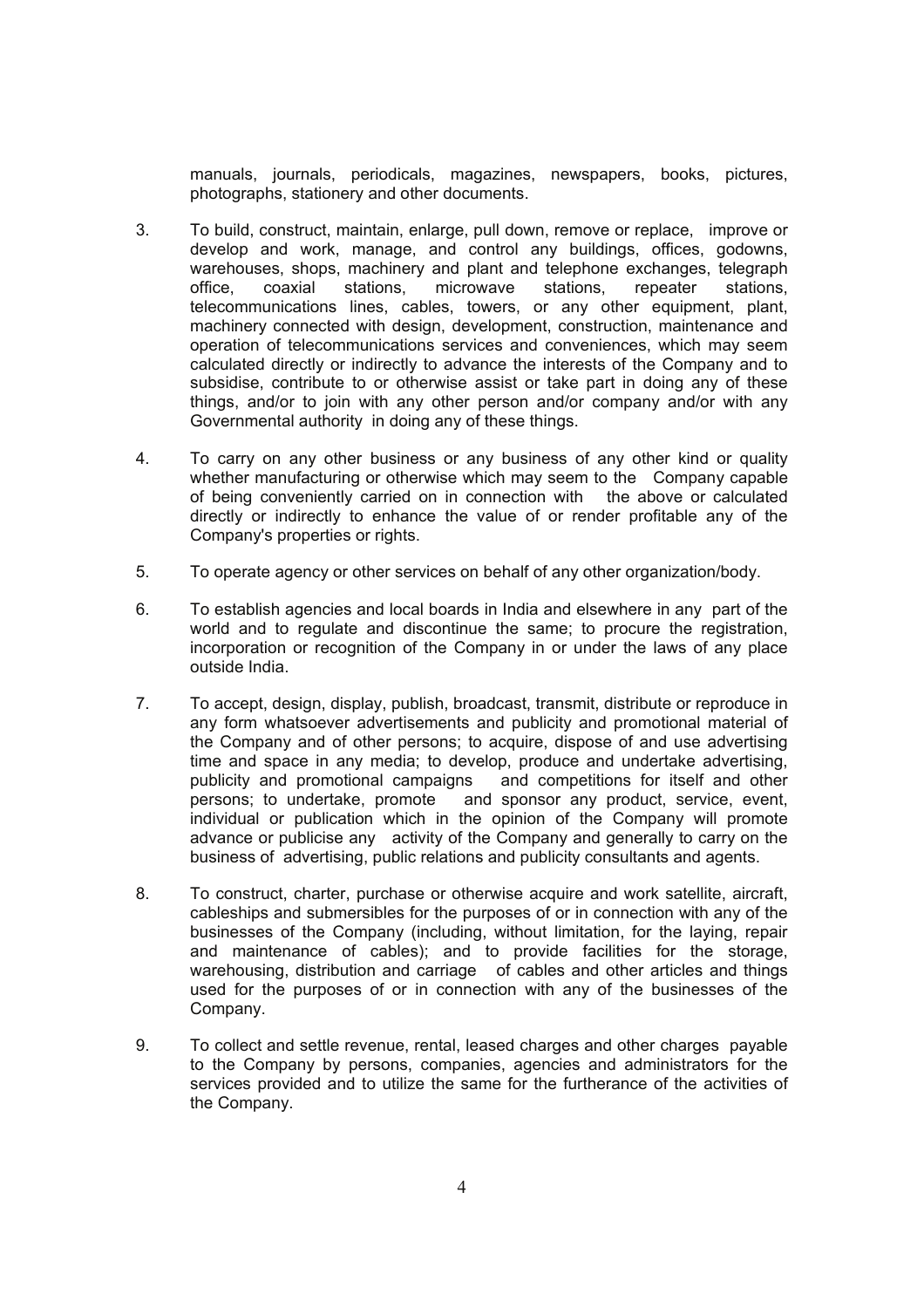manuals, journals, periodicals, magazines, newspapers, books, pictures, photographs, stationery and other documents.

3. To build, construct, maintain, enlarge, pull down, remove or replace, improve or develop and work, manage, and control any buildings, offices, godowns, warehouses, shops, machinery and plant and telephone exchanges, telegraph office, coaxial stations, microwave stations, repeater stations, telecommunications lines, cables, towers, or any other equipment, plant, machinery connected with design, development, construction, maintenance and operation of telecommunications services and conveniences, which may seem calculated directly or indirectly to advance the interests of the Company and to subsidise, contribute to or otherwise assist or take part in doing any of these things, and/or to join with any other person and/or company and/or with any Governmental authority in doing any of these things.

4. To carry on any other business or any business of any other kind or quality whether manufacturing or otherwise which may seem to the Company capable of being conveniently carried on in connection with the above or calculated directly or indirectly to enhance the value of or render profitable any of the Company's properties or rights.

5. To operate agency or other services on behalf of any other organization/body.

6. To establish agencies and local boards in India and elsewhere in any part of the world and to regulate and discontinue the same; to procure the registration, incorporation or recognition of the Company in or under the laws of any place outside India.

7. To accept, design, display, publish, broadcast, transmit, distribute or reproduce in any form whatsoever advertisements and publicity and promotional material of the Company and of other persons; to acquire, dispose of and use advertising time and space in any media; to develop, produce and undertake advertising, publicity and promotional campaigns and competitions for itself and other persons; to undertake, promote and sponsor any product, service, event, individual or publication which in the opinion of the Company will promote advance or publicise any activity of the Company and generally to carry on the business of advertising, public relations and publicity consultants and agents.

8. To construct, charter, purchase or otherwise acquire and work satellite, aircraft, cableships and submersibles for the purposes of or in connection with any of the businesses of the Company (including, without limitation, for the laying, repair and maintenance of cables); and to provide facilities for the storage, warehousing, distribution and carriage of cables and other articles and things used for the purposes of or in connection with any of the businesses of the Company.

9. To collect and settle revenue, rental, leased charges and other charges payable to the Company by persons, companies, agencies and administrators for the services provided and to utilize the same for the furtherance of the activities of the Company.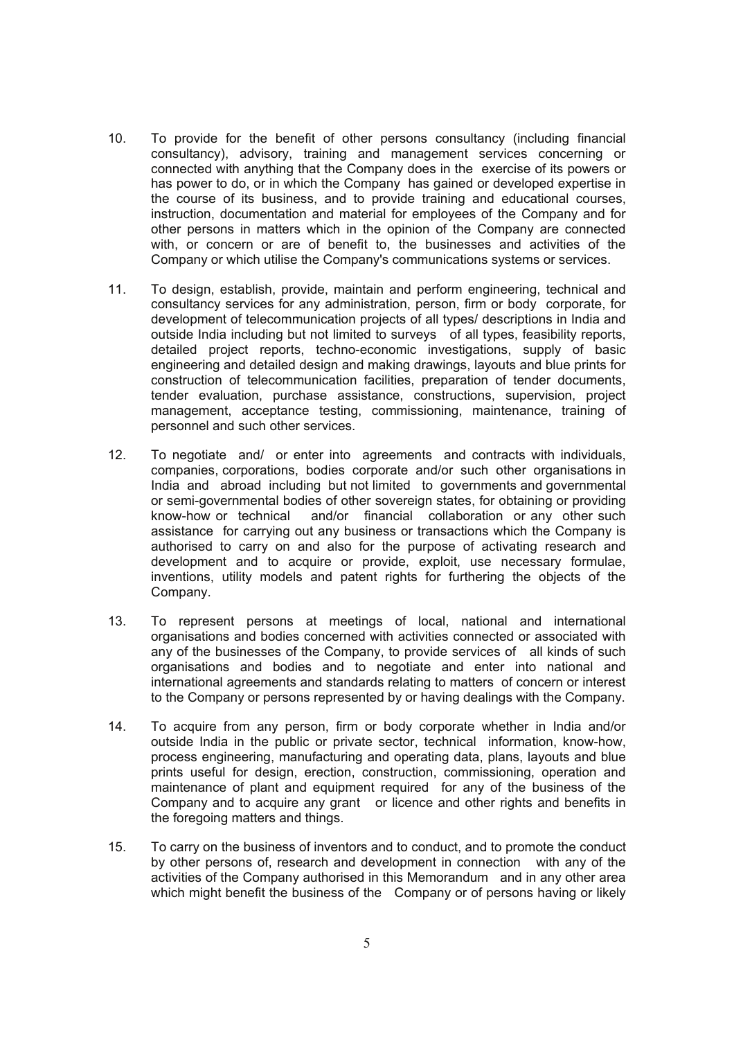10. To provide for the benefit of other persons consultancy (including financial consultancy), advisory, training and management services concerning or connected with anything that the Company does in the exercise of its powers or has power to do, or in which the Company has gained or developed expertise in the course of its business, and to provide training and educational courses, instruction, documentation and material for employees of the Company and for other persons in matters which in the opinion of the Company are connected with, or concern or are of benefit to, the businesses and activities of the Company or which utilise the Company's communications systems or services.

11. To design, establish, provide, maintain and perform engineering, technical and consultancy services for any administration, person, firm or body corporate, for development of telecommunication projects of all types/ descriptions in India and outside India including but not limited to surveys of all types, feasibility reports, detailed project reports, techno-economic investigations, supply of basic engineering and detailed design and making drawings, layouts and blue prints for construction of telecommunication facilities, preparation of tender documents, tender evaluation, purchase assistance, constructions, supervision, project management, acceptance testing, commissioning, maintenance, training of personnel and such other services.

12. To negotiate and/ or enter into agreements and contracts with individuals, companies, corporations, bodies corporate and/or such other organisations in India and abroad including but not limited to governments and governmental or semi-governmental bodies of other sovereign states, for obtaining or providing know-how or technical and/or financial collaboration or any other such assistance for carrying out any business or transactions which the Company is authorised to carry on and also for the purpose of activating research and development and to acquire or provide, exploit, use necessary formulae, inventions, utility models and patent rights for furthering the objects of the Company.

13. To represent persons at meetings of local, national and international organisations and bodies concerned with activities connected or associated with any of the businesses of the Company, to provide services of all kinds of such organisations and bodies and to negotiate and enter into national and international agreements and standards relating to matters of concern or interest to the Company or persons represented by or having dealings with the Company.

14. To acquire from any person, firm or body corporate whether in India and/or outside India in the public or private sector, technical information, know-how, process engineering, manufacturing and operating data, plans, layouts and blue prints useful for design, erection, construction, commissioning, operation and maintenance of plant and equipment required for any of the business of the Company and to acquire any grant or licence and other rights and benefits in the foregoing matters and things.

15. To carry on the business of inventors and to conduct, and to promote the conduct by other persons of, research and development in connection with any of the activities of the Company authorised in this Memorandum and in any other area which might benefit the business of the Company or of persons having or likely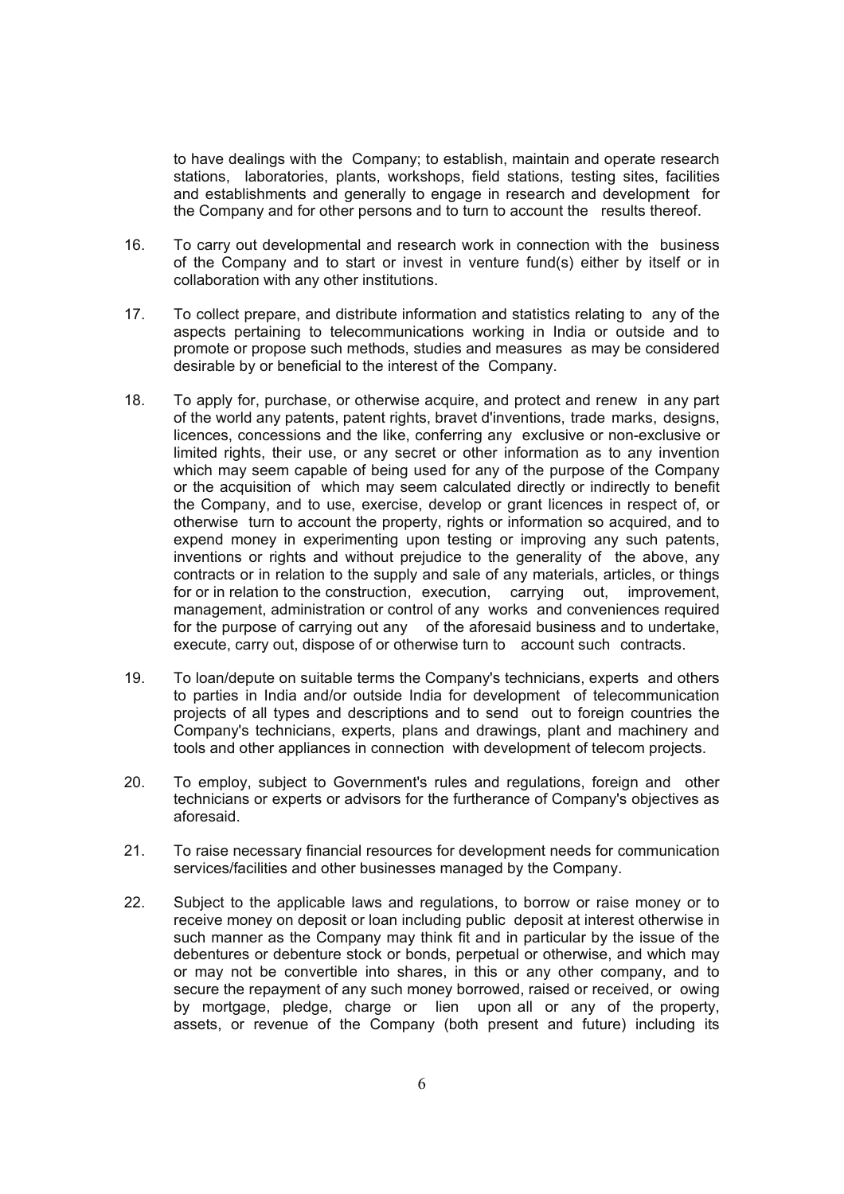to have dealings with the Company; to establish, maintain and operate research stations, laboratories, plants, workshops, field stations, testing sites, facilities and establishments and generally to engage in research and development for the Company and for other persons and to turn to account the results thereof.

16. To carry out developmental and research work in connection with the business of the Company and to start or invest in venture fund(s) either by itself or in collaboration with any other institutions.

17. To collect prepare, and distribute information and statistics relating to any of the aspects pertaining to telecommunications working in India or outside and to promote or propose such methods, studies and measures as may be considered desirable by or beneficial to the interest of the Company.

18. To apply for, purchase, or otherwise acquire, and protect and renew in any part of the world any patents, patent rights, bravet d'inventions, trade marks, designs, licences, concessions and the like, conferring any exclusive or non-exclusive or limited rights, their use, or any secret or other information as to any invention which may seem capable of being used for any of the purpose of the Company or the acquisition of which may seem calculated directly or indirectly to benefit the Company, and to use, exercise, develop or grant licences in respect of, or otherwise turn to account the property, rights or information so acquired, and to expend money in experimenting upon testing or improving any such patents, inventions or rights and without prejudice to the generality of the above, any contracts or in relation to the supply and sale of any materials, articles, or things for or in relation to the construction, execution, carrying out, improvement, management, administration or control of any works and conveniences required for the purpose of carrying out any of the aforesaid business and to undertake, execute, carry out, dispose of or otherwise turn to account such contracts.

19. To loan/depute on suitable terms the Company's technicians, experts and others to parties in India and/or outside India for development of telecommunication projects of all types and descriptions and to send out to foreign countries the Company's technicians, experts, plans and drawings, plant and machinery and tools and other appliances in connection with development of telecom projects.

20. To employ, subject to Government's rules and regulations, foreign and other technicians or experts or advisors for the furtherance of Company's objectives as aforesaid.

21. To raise necessary financial resources for development needs for communication services/facilities and other businesses managed by the Company.

22. Subject to the applicable laws and regulations, to borrow or raise money or to receive money on deposit or loan including public deposit at interest otherwise in such manner as the Company may think fit and in particular by the issue of the debentures or debenture stock or bonds, perpetual or otherwise, and which may or may not be convertible into shares, in this or any other company, and to secure the repayment of any such money borrowed, raised or received, or owing by mortgage, pledge, charge or lien upon all or any of the property, assets, or revenue of the Company (both present and future) including its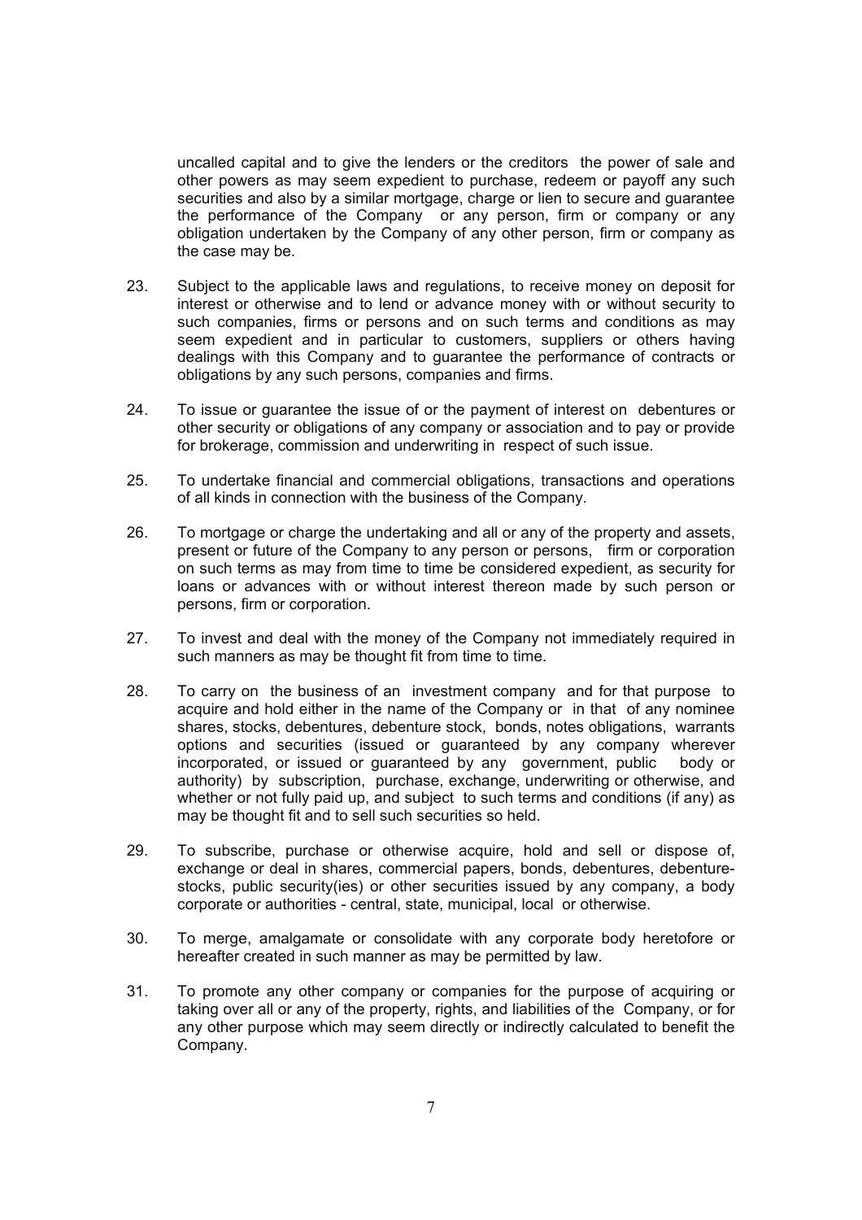uncalled capital and to give the lenders or the creditors the power of sale and other powers as may seem expedient to purchase, redeem or payoff any such securities and also by a similar mortgage, charge or lien to secure and guarantee the performance of the Company or any person, firm or company or any obligation undertaken by the Company of any other person, firm or company as the case may be.

23. Subject to the applicable laws and regulations, to receive money on deposit for interest or otherwise and to lend or advance money with or without security to such companies, firms or persons and on such terms and conditions as may seem expedient and in particular to customers, suppliers or others having dealings with this Company and to guarantee the performance of contracts or obligations by any such persons, companies and firms.

24. To issue or guarantee the issue of or the payment of interest on debentures or other security or obligations of any company or association and to pay or provide for brokerage, commission and underwriting in respect of such issue.

25. To undertake financial and commercial obligations, transactions and operations of all kinds in connection with the business of the Company.

26. To mortgage or charge the undertaking and all or any of the property and assets, present or future of the Company to any person or persons, firm or corporation on such terms as may from time to time be considered expedient, as security for loans or advances with or without interest thereon made by such person or persons, firm or corporation.

27. To invest and deal with the money of the Company not immediately required in such manners as may be thought fit from time to time.

28. To carry on the business of an investment company and for that purpose to acquire and hold either in the name of the Company or in that of any nominee shares, stocks, debentures, debenture stock, bonds, notes obligations, warrants options and securities (issued or guaranteed by any company wherever incorporated, or issued or guaranteed by any government, public body or authority) by subscription, purchase, exchange, underwriting or otherwise, and whether or not fully paid up, and subject to such terms and conditions (if any) as may be thought fit and to sell such securities so held.

29. To subscribe, purchase or otherwise acquire, hold and sell or dispose of, exchange or deal in shares, commercial papers, bonds, debentures, debenture-stocks, public security(ies) or other securities issued by any company, a body corporate or authorities - central, state, municipal, local or otherwise.

30. To merge, amalgamate or consolidate with any corporate body heretofore or hereafter created in such manner as may be permitted by law.

31. To promote any other company or companies for the purpose of acquiring or taking over all or any of the property, rights, and liabilities of the Company, or for any other purpose which may seem directly or indirectly calculated to benefit the Company.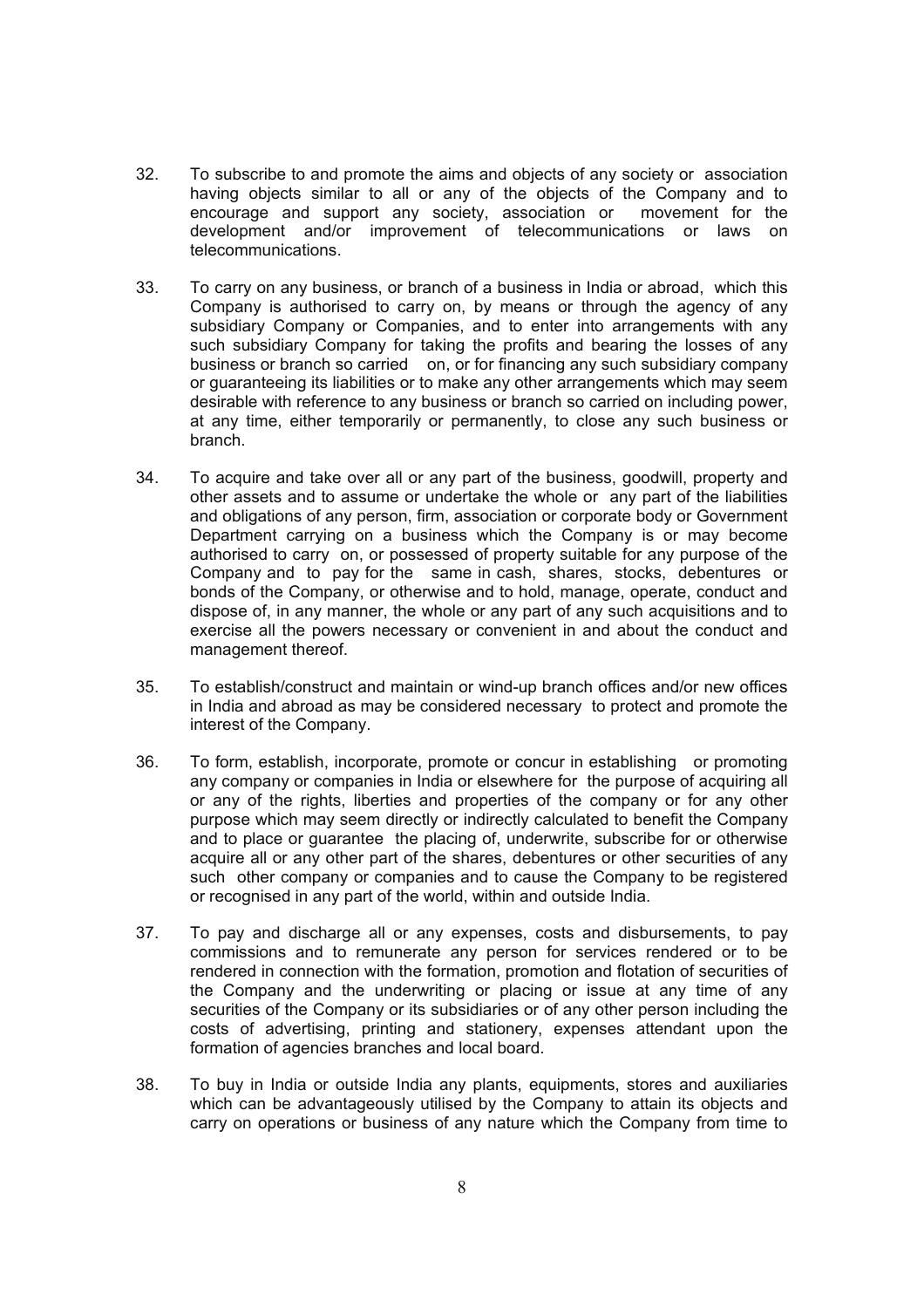32. To subscribe to and promote the aims and objects of any society or association having objects similar to all or any of the objects of the Company and to encourage and support any society, association or movement for the development and/or improvement of telecommunications or laws on telecommunications.

33. To carry on any business, or branch of a business in India or abroad, which this Company is authorised to carry on, by means or through the agency of any subsidiary Company or Companies, and to enter into arrangements with any such subsidiary Company for taking the profits and bearing the losses of any business or branch so carried on, or for financing any such subsidiary company or guaranteeing its liabilities or to make any other arrangements which may seem desirable with reference to any business or branch so carried on including power, at any time, either temporarily or permanently, to close any such business or branch.

34. To acquire and take over all or any part of the business, goodwill, property and other assets and to assume or undertake the whole or any part of the liabilities and obligations of any person, firm, association or corporate body or Government Department carrying on a business which the Company is or may become authorised to carry on, or possessed of property suitable for any purpose of the Company and to pay for the same in cash, shares, stocks, debentures or bonds of the Company, or otherwise and to hold, manage, operate, conduct and dispose of, in any manner, the whole or any part of any such acquisitions and to exercise all the powers necessary or convenient in and about the conduct and management thereof.

35. To establish/construct and maintain or wind-up branch offices and/or new offices in India and abroad as may be considered necessary to protect and promote the interest of the Company.

36. To form, establish, incorporate, promote or concur in establishing or promoting any company or companies in India or elsewhere for the purpose of acquiring all or any of the rights, liberties and properties of the company or for any other purpose which may seem directly or indirectly calculated to benefit the Company and to place or guarantee the placing of, underwrite, subscribe for or otherwise acquire all or any other part of the shares, debentures or other securities of any such other company or companies and to cause the Company to be registered or recognised in any part of the world, within and outside India.

37. To pay and discharge all or any expenses, costs and disbursements, to pay commissions and to remunerate any person for services rendered or to be rendered in connection with the formation, promotion and flotation of securities of the Company and the underwriting or placing or issue at any time of any securities of the Company or its subsidiaries or of any other person including the costs of advertising, printing and stationery, expenses attendant upon the formation of agencies branches and local board.

38. To buy in India or outside India any plants, equipments, stores and auxiliaries which can be advantageously utilised by the Company to attain its objects and carry on operations or business of any nature which the Company from time to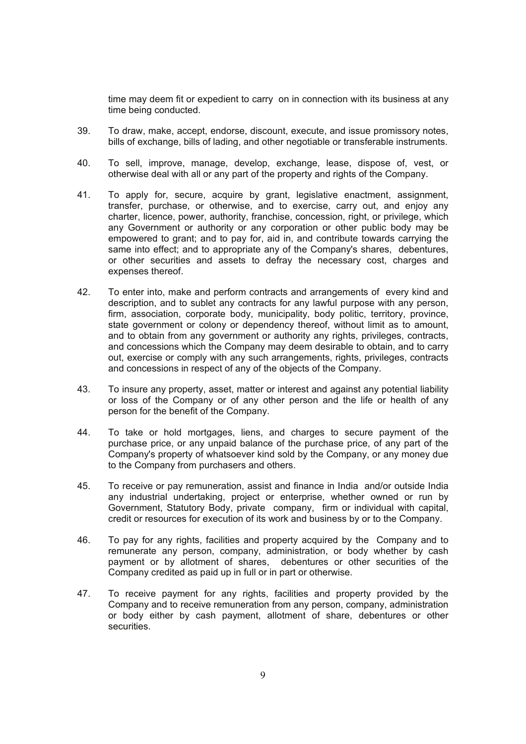time may deem fit or expedient to carry on in connection with its business at any time being conducted.

39. To draw, make, accept, endorse, discount, execute, and issue promissory notes, bills of exchange, bills of lading, and other negotiable or transferable instruments.

40. To sell, improve, manage, develop, exchange, lease, dispose of, vest, or otherwise deal with all or any part of the property and rights of the Company.

41. To apply for, secure, acquire by grant, legislative enactment, assignment, transfer, purchase, or otherwise, and to exercise, carry out, and enjoy any charter, licence, power, authority, franchise, concession, right, or privilege, which any Government or authority or any corporation or other public body may be empowered to grant; and to pay for, aid in, and contribute towards carrying the same into effect; and to appropriate any of the Company's shares, debentures, or other securities and assets to defray the necessary cost, charges and expenses thereof.

42. To enter into, make and perform contracts and arrangements of every kind and description, and to sublet any contracts for any lawful purpose with any person, firm, association, corporate body, municipality, body politic, territory, province, state government or colony or dependency thereof, without limit as to amount, and to obtain from any government or authority any rights, privileges, contracts, and concessions which the Company may deem desirable to obtain, and to carry out, exercise or comply with any such arrangements, rights, privileges, contracts and concessions in respect of any of the objects of the Company.

43. To insure any property, asset, matter or interest and against any potential liability or loss of the Company or of any other person and the life or health of any person for the benefit of the Company.

44. To take or hold mortgages, liens, and charges to secure payment of the purchase price, or any unpaid balance of the purchase price, of any part of the Company's property of whatsoever kind sold by the Company, or any money due to the Company from purchasers and others.

45. To receive or pay remuneration, assist and finance in India and/or outside India any industrial undertaking, project or enterprise, whether owned or run by Government, Statutory Body, private company, firm or individual with capital, credit or resources for execution of its work and business by or to the Company.

46. To pay for any rights, facilities and property acquired by the Company and to remunerate any person, company, administration, or body whether by cash payment or by allotment of shares, debentures or other securities of the Company credited as paid up in full or in part or otherwise.

47. To receive payment for any rights, facilities and property provided by the Company and to receive remuneration from any person, company, administration or body either by cash payment, allotment of share, debentures or other securities.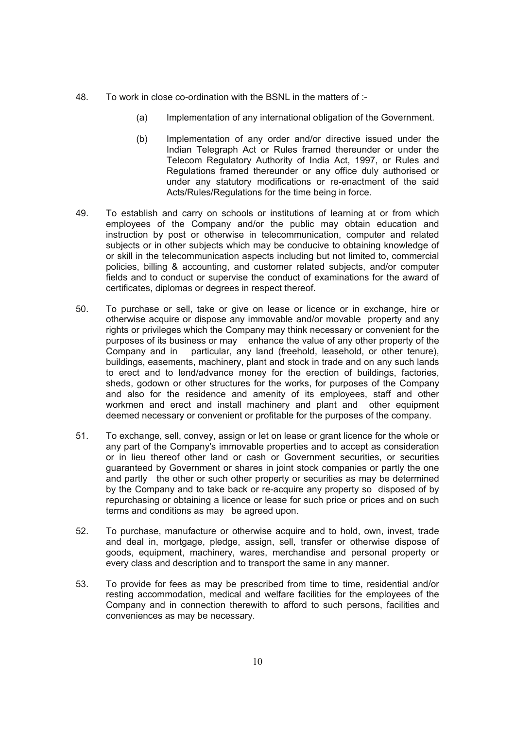48. To work in close co-ordination with the BSNL in the matters of :-

    (a) Implementation of any international obligation of the Government.

    (b) Implementation of any order and/or directive issued under the Indian Telegraph Act or Rules framed thereunder or under the Telecom Regulatory Authority of India Act, 1997, or Rules and Regulations framed thereunder or any office duly authorised or under any statutory modifications or re-enactment of the said Acts/Rules/Regulations for the time being in force.

49. To establish and carry on schools or institutions of learning at or from which employees of the Company and/or the public may obtain education and instruction by post or otherwise in telecommunication, computer and related subjects or in other subjects which may be conducive to obtaining knowledge of or skill in the telecommunication aspects including but not limited to, commercial policies, billing & accounting, and customer related subjects, and/or computer fields and to conduct or supervise the conduct of examinations for the award of certificates, diplomas or degrees in respect thereof.

50. To purchase or sell, take or give on lease or licence or in exchange, hire or otherwise acquire or dispose any immovable and/or movable property and any rights or privileges which the Company may think necessary or convenient for the purposes of its business or may enhance the value of any other property of the Company and in particular, any land (freehold, leasehold, or other tenure), buildings, easements, machinery, plant and stock in trade and on any such lands to erect and to lend/advance money for the erection of buildings, factories, sheds, godown or other structures for the works, for purposes of the Company and also for the residence and amenity of its employees, staff and other workmen and erect and install machinery and plant and other equipment deemed necessary or convenient or profitable for the purposes of the company.

51. To exchange, sell, convey, assign or let on lease or grant licence for the whole or any part of the Company's immovable properties and to accept as consideration or in lieu thereof other land or cash or Government securities, or securities guaranteed by Government or shares in joint stock companies or partly the one and partly the other or such other property or securities as may be determined by the Company and to take back or re-acquire any property so disposed of by repurchasing or obtaining a licence or lease for such price or prices and on such terms and conditions as may be agreed upon.

52. To purchase, manufacture or otherwise acquire and to hold, own, invest, trade and deal in, mortgage, pledge, assign, sell, transfer or otherwise dispose of goods, equipment, machinery, wares, merchandise and personal property or every class and description and to transport the same in any manner.

53. To provide for fees as may be prescribed from time to time, residential and/or resting accommodation, medical and welfare facilities for the employees of the Company and in connection therewith to afford to such persons, facilities and conveniences as may be necessary.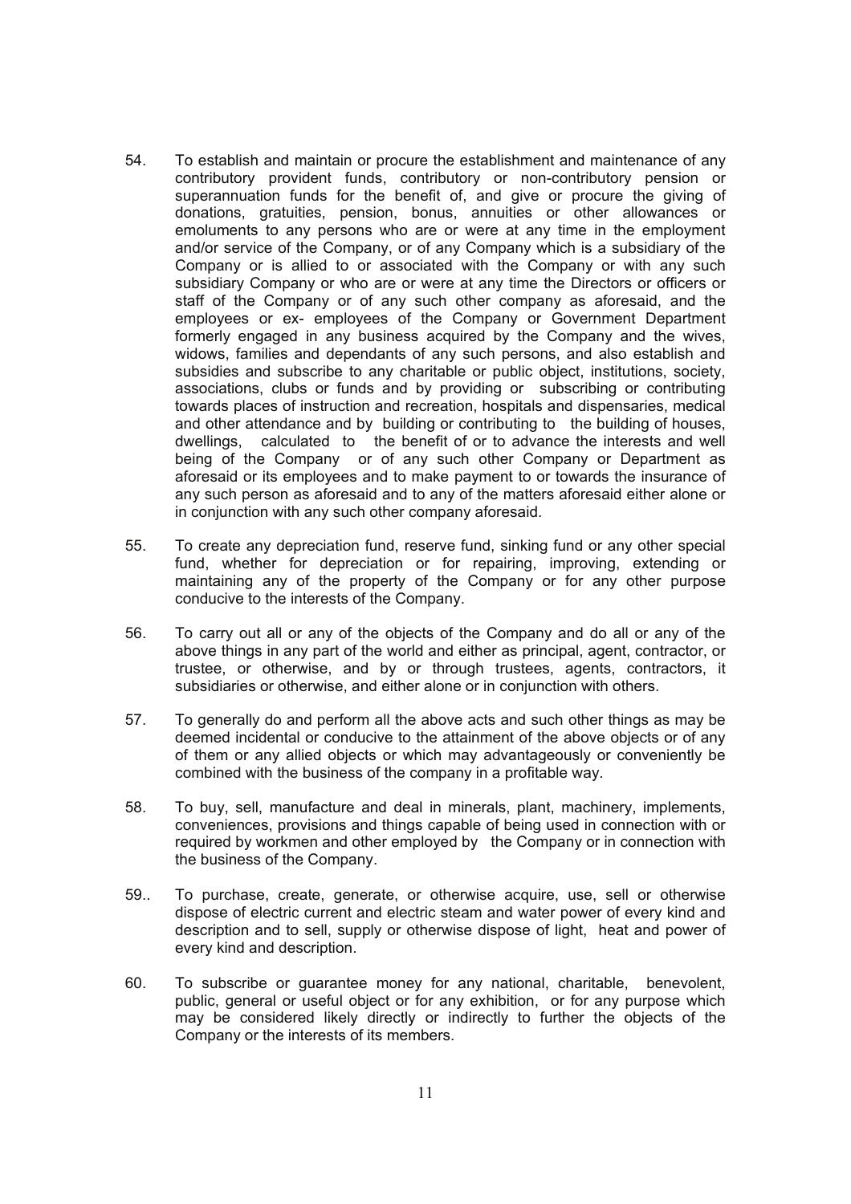54. To establish and maintain or procure the establishment and maintenance of any contributory provident funds, contributory or non-contributory pension or superannuation funds for the benefit of, and give or procure the giving of donations, gratuities, pension, bonus, annuities or other allowances or emoluments to any persons who are or were at any time in the employment and/or service of the Company, or of any Company which is a subsidiary of the Company or is allied to or associated with the Company or with any such subsidiary Company or who are or were at any time the Directors or officers or staff of the Company or of any such other company as aforesaid, and the employees or ex- employees of the Company or Government Department formerly engaged in any business acquired by the Company and the wives, widows, families and dependants of any such persons, and also establish and subsidies and subscribe to any charitable or public object, institutions, society, associations, clubs or funds and by providing or subscribing or contributing towards places of instruction and recreation, hospitals and dispensaries, medical and other attendance and by building or contributing to the building of houses, dwellings, calculated to the benefit of or to advance the interests and well being of the Company or of any such other Company or Department as aforesaid or its employees and to make payment to or towards the insurance of any such person as aforesaid and to any of the matters aforesaid either alone or in conjunction with any such other company aforesaid.

55. To create any depreciation fund, reserve fund, sinking fund or any other special fund, whether for depreciation or for repairing, improving, extending or maintaining any of the property of the Company or for any other purpose conducive to the interests of the Company.

56. To carry out all or any of the objects of the Company and do all or any of the above things in any part of the world and either as principal, agent, contractor, or trustee, or otherwise, and by or through trustees, agents, contractors, it subsidiaries or otherwise, and either alone or in conjunction with others.

57. To generally do and perform all the above acts and such other things as may be deemed incidental or conducive to the attainment of the above objects or of any of them or any allied objects or which may advantageously or conveniently be combined with the business of the company in a profitable way.

58. To buy, sell, manufacture and deal in minerals, plant, machinery, implements, conveniences, provisions and things capable of being used in connection with or required by workmen and other employed by the Company or in connection with the business of the Company.

59.. To purchase, create, generate, or otherwise acquire, use, sell or otherwise dispose of electric current and electric steam and water power of every kind and description and to sell, supply or otherwise dispose of light, heat and power of every kind and description.

60. To subscribe or guarantee money for any national, charitable, benevolent, public, general or useful object or for any exhibition, or for any purpose which may be considered likely directly or indirectly to further the objects of the Company or the interests of its members.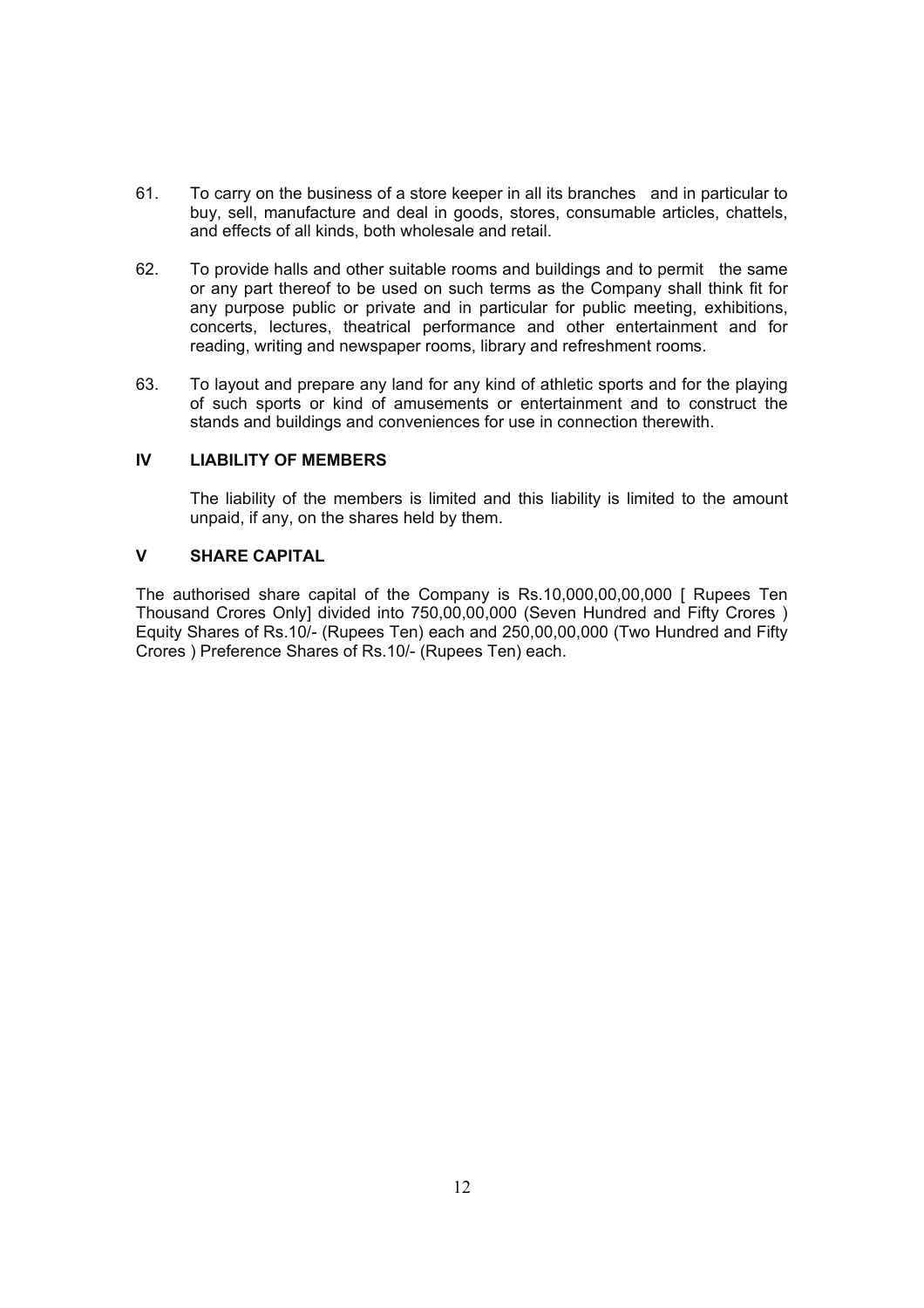61. To carry on the business of a store keeper in all its branches and in particular to buy, sell, manufacture and deal in goods, stores, consumable articles, chattels, and effects of all kinds, both wholesale and retail.

62. To provide halls and other suitable rooms and buildings and to permit the same or any part thereof to be used on such terms as the Company shall think fit for any purpose public or private and in particular for public meeting, exhibitions, concerts, lectures, theatrical performance and other entertainment and for reading, writing and newspaper rooms, library and refreshment rooms.

63. To layout and prepare any land for any kind of athletic sports and for the playing of such sports or kind of amusements or entertainment and to construct the stands and buildings and conveniences for use in connection therewith.

## IV LIABILITY OF MEMBERS

The liability of the members is limited and this liability is limited to the amount unpaid, if any, on the shares held by them.

## V SHARE CAPITAL

The authorised share capital of the Company is Rs.10,000,00,00,000 [ Rupees Ten Thousand Crores Only] divided into 750,00,00,000 (Seven Hundred and Fifty Crores ) Equity Shares of Rs.10/- (Rupees Ten) each and 250,00,00,000 (Two Hundred and Fifty Crores ) Preference Shares of Rs.10/- (Rupees Ten) each.